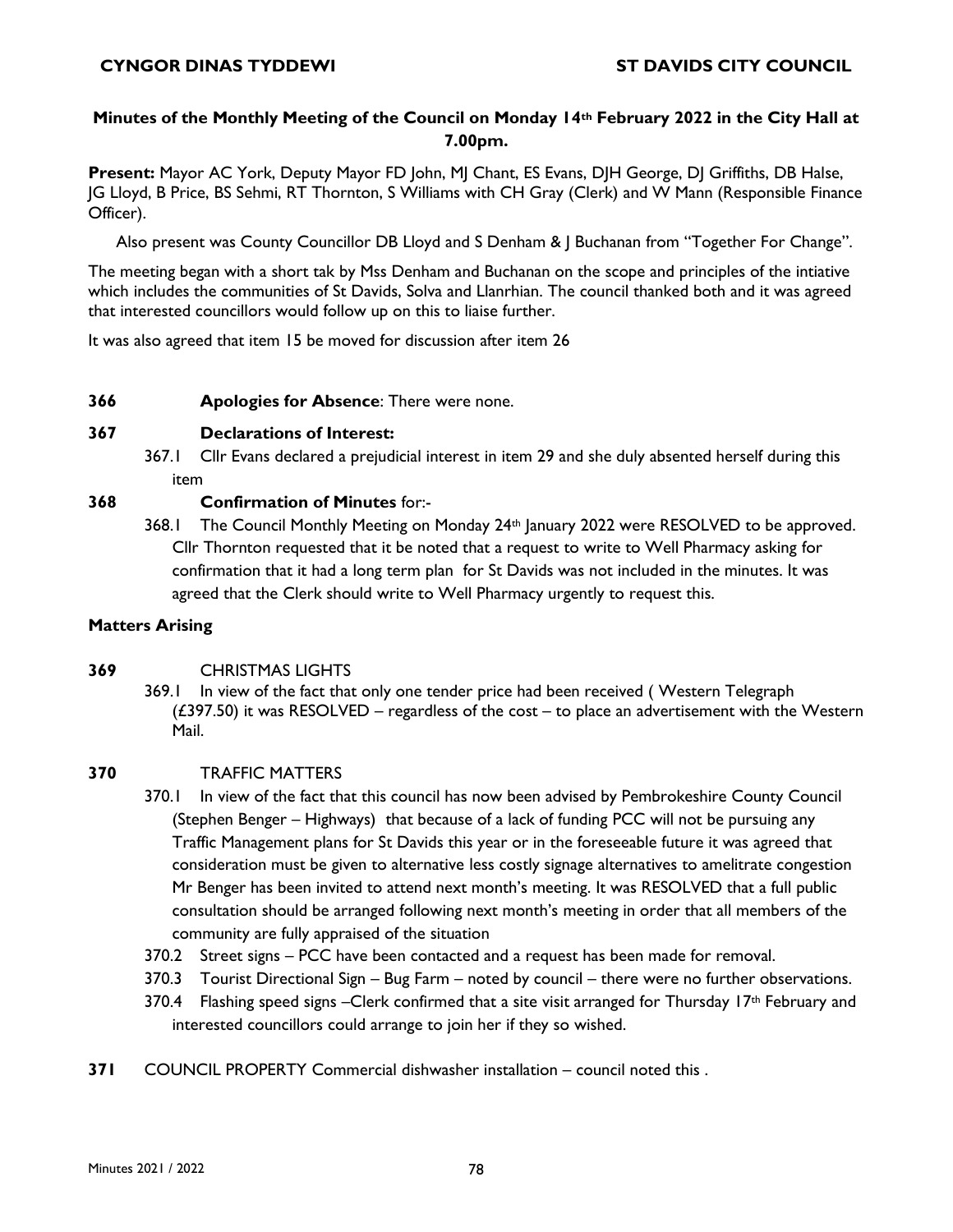**CYNGOR DINAS TYDDEWI** **ST DAVIDS CITY COUNCIL**

## Minutes of the Monthly Meeting of the Council on Monday 14th February 2022 in the City Hall at 7.00pm.

**Present:** Mayor AC York, Deputy Mayor FD John, MJ Chant, ES Evans, DJH George, DJ Griffiths, DB Halse, JG Lloyd, B Price, BS Sehmi, RT Thornton, S Williams with CH Gray (Clerk) and W Mann (Responsible Finance Officer).

Also present was County Councillor DB Lloyd and S Denham & J Buchanan from "Together For Change".

The meeting began with a short tak by Mss Denham and Buchanan on the scope and principles of the intiative which includes the communities of St Davids, Solva and Llanrhian. The council thanked both and it was agreed that interested councillors would follow up on this to liaise further.

It was also agreed that item 15 be moved for discussion after item 26

**366** **Apologies for Absence**: There were none.

**367** **Declarations of Interest:**

367.1 Cllr Evans declared a prejudicial interest in item 29 and she duly absented herself during this item

**368** **Confirmation of Minutes** for:-

368.1 The Council Monthly Meeting on Monday 24th January 2022 were RESOLVED to be approved. Cllr Thornton requested that it be noted that a request to write to Well Pharmacy asking for confirmation that it had a long term plan for St Davids was not included in the minutes. It was agreed that the Clerk should write to Well Pharmacy urgently to request this.

**Matters Arising**

**369** CHRISTMAS LIGHTS

369.1 In view of the fact that only one tender price had been received ( Western Telegraph (£397.50) it was RESOLVED – regardless of the cost – to place an advertisement with the Western Mail.

**370** TRAFFIC MATTERS

370.1 In view of the fact that this council has now been advised by Pembrokeshire County Council (Stephen Benger – Highways) that because of a lack of funding PCC will not be pursuing any Traffic Management plans for St Davids this year or in the foreseeable future it was agreed that consideration must be given to alternative less costly signage alternatives to amelitrate congestion Mr Benger has been invited to attend next month's meeting. It was RESOLVED that a full public consultation should be arranged following next month's meeting in order that all members of the community are fully appraised of the situation

370.2 Street signs – PCC have been contacted and a request has been made for removal.

370.3 Tourist Directional Sign – Bug Farm – noted by council – there were no further observations.

370.4 Flashing speed signs –Clerk confirmed that a site visit arranged for Thursday 17th February and interested councillors could arrange to join her if they so wished.

**371** COUNCIL PROPERTY Commercial dishwasher installation – council noted this .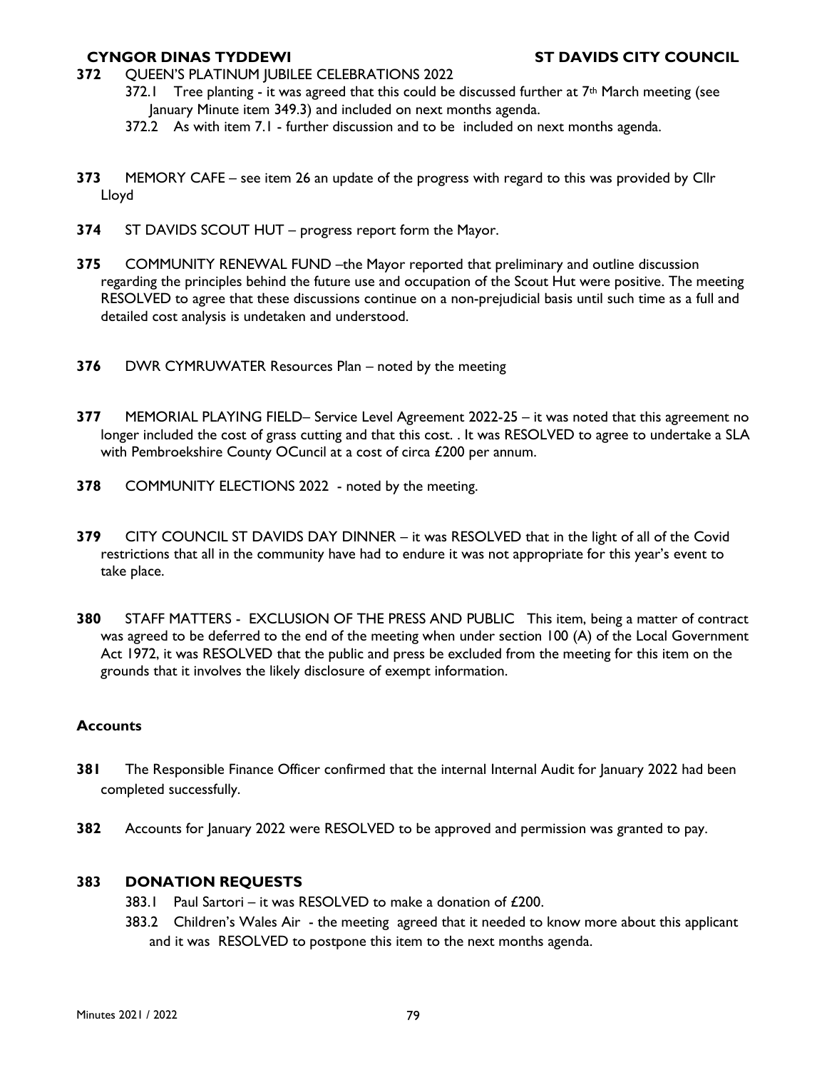**372** QUEEN'S PLATINUM JUBILEE CELEBRATIONS 2022

372.1 Tree planting - it was agreed that this could be discussed further at 7th March meeting (see January Minute item 349.3) and included on next months agenda.

372.2 As with item 7.1 - further discussion and to be included on next months agenda.

**373** MEMORY CAFE – see item 26 an update of the progress with regard to this was provided by Cllr Lloyd

**374** ST DAVIDS SCOUT HUT – progress report form the Mayor.

**375** COMMUNITY RENEWAL FUND –the Mayor reported that preliminary and outline discussion regarding the principles behind the future use and occupation of the Scout Hut were positive. The meeting RESOLVED to agree that these discussions continue on a non-prejudicial basis until such time as a full and detailed cost analysis is undetaken and understood.

**376** DWR CYMRUWATER Resources Plan – noted by the meeting

**377** MEMORIAL PLAYING FIELD– Service Level Agreement 2022-25 – it was noted that this agreement no longer included the cost of grass cutting and that this cost. . It was RESOLVED to agree to undertake a SLA with Pembroekshire County OCuncil at a cost of circa £200 per annum.

**378** COMMUNITY ELECTIONS 2022 - noted by the meeting.

**379** CITY COUNCIL ST DAVIDS DAY DINNER – it was RESOLVED that in the light of all of the Covid restrictions that all in the community have had to endure it was not appropriate for this year's event to take place.

**380** STAFF MATTERS - EXCLUSION OF THE PRESS AND PUBLIC This item, being a matter of contract was agreed to be deferred to the end of the meeting when under section 100 (A) of the Local Government Act 1972, it was RESOLVED that the public and press be excluded from the meeting for this item on the grounds that it involves the likely disclosure of exempt information.

### Accounts

**381** The Responsible Finance Officer confirmed that the internal Internal Audit for January 2022 had been completed successfully.

**382** Accounts for January 2022 were RESOLVED to be approved and permission was granted to pay.

**383 DONATION REQUESTS**

383.1 Paul Sartori – it was RESOLVED to make a donation of £200.

383.2 Children's Wales Air - the meeting agreed that it needed to know more about this applicant and it was RESOLVED to postpone this item to the next months agenda.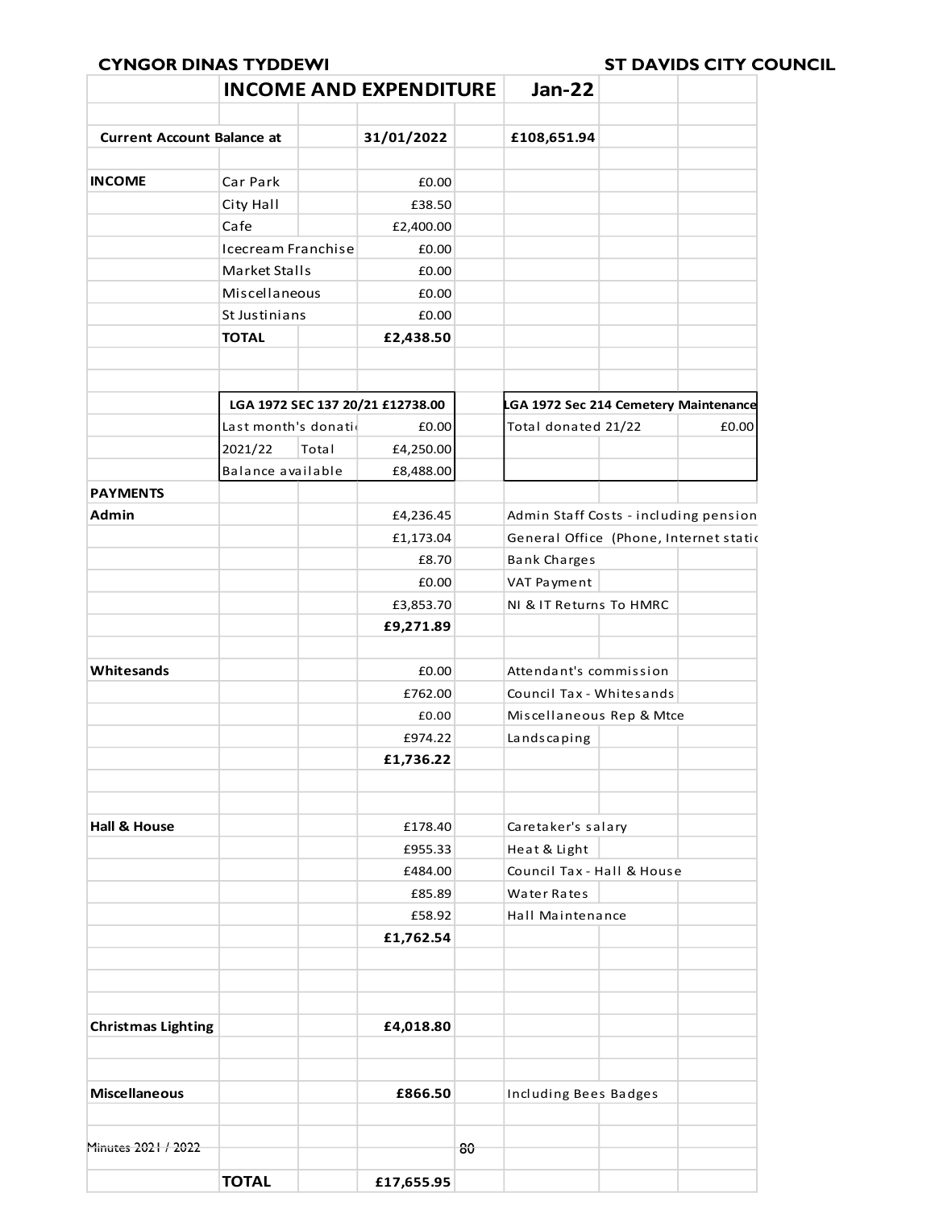**CYNGOR DINAS TYDDEWI** **ST DAVIDS CITY COUNCIL**

## INCOME AND EXPENDITURE Jan-22

| | | | | |
|---|---|---|---|---|
| **Current Account Balance at** | | **31/01/2022** | **£108,651.94** | |
| | | | | |
| **INCOME** | Car Park | £0.00 | | |
| | City Hall | £38.50 | | |
| | Cafe | £2,400.00 | | |
| | Icecream Franchise | £0.00 | | |
| | Market Stalls | £0.00 | | |
| | Miscellaneous | £0.00 | | |
| | St Justinians | £0.00 | | |
| | **TOTAL** | **£2,438.50** | | |
| | | | | |
| | **LGA 1972 SEC 137 20/21 £12738.00** | | **LGA 1972 Sec 214 Cemetery Maintenance** | |
| | Last month's donati | £0.00 | Total donated 21/22 | £0.00 |
| | 2021/22 Total | £4,250.00 | | |
| | Balance available | £8,488.00 | | |
| **PAYMENTS** | | | | |
| **Admin** | | £4,236.45 | Admin Staff Costs - including pension | |
| | | £1,173.04 | General Office (Phone, Internet static | |
| | | £8.70 | Bank Charges | |
| | | £0.00 | VAT Payment | |
| | | £3,853.70 | NI & IT Returns To HMRC | |
| | | **£9,271.89** | | |
| | | | | |
| **Whitesands** | | £0.00 | Attendant's commission | |
| | | £762.00 | Council Tax - Whitesands | |
| | | £0.00 | Miscellaneous Rep & Mtce | |
| | | £974.22 | Landscaping | |
| | | **£1,736.22** | | |
| | | | | |
| **Hall & House** | | £178.40 | Caretaker's salary | |
| | | £955.33 | Heat & Light | |
| | | £484.00 | Council Tax - Hall & House | |
| | | £85.89 | Water Rates | |
| | | £58.92 | Hall Maintenance | |
| | | **£1,762.54** | | |
| | | | | |
| **Christmas Lighting** | | **£4,018.80** | | |
| | | | | |
| **Miscellaneous** | | **£866.50** | Including Bees Badges | |
| | | | | |
| | **TOTAL** | **£17,655.95** | | |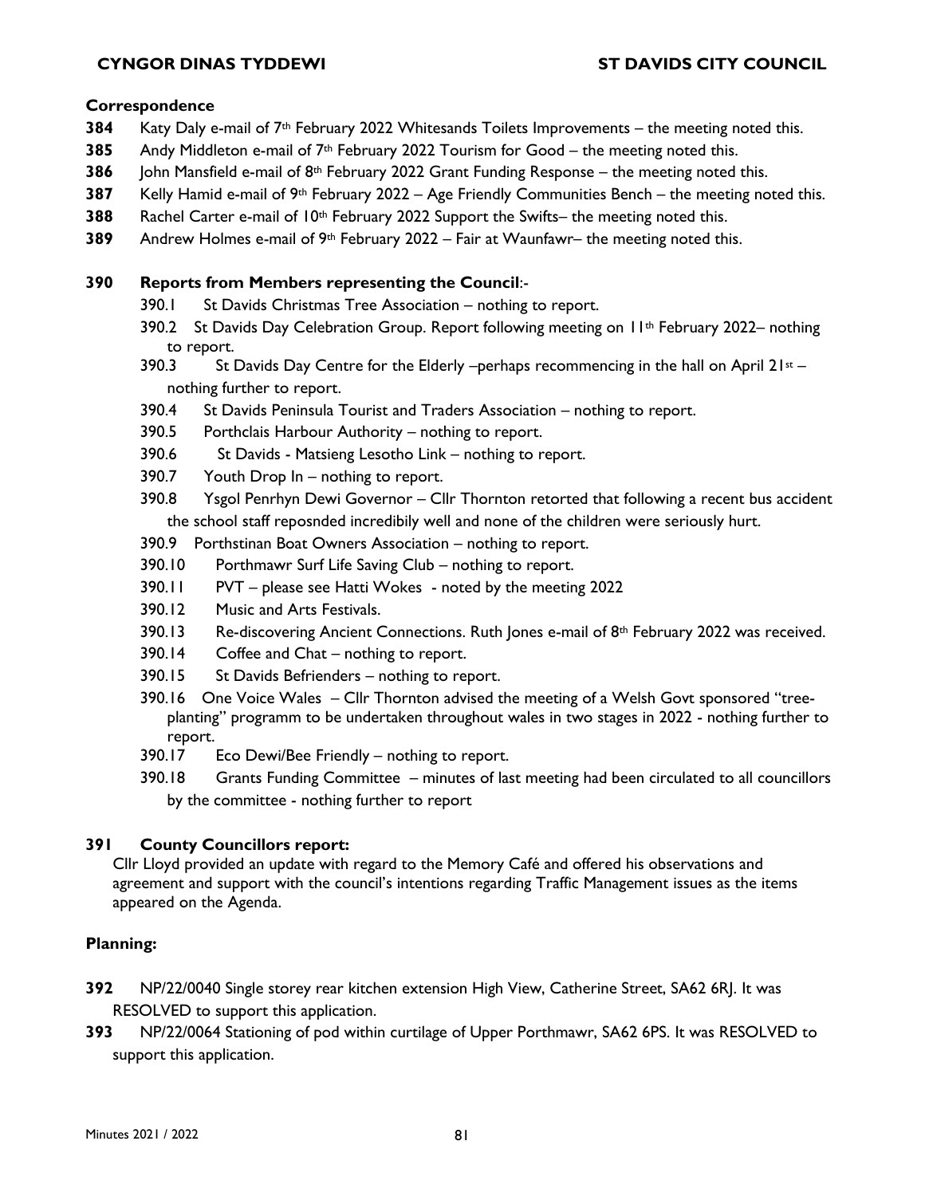**Correspondence**

**384** Katy Daly e-mail of 7th February 2022 Whitesands Toilets Improvements – the meeting noted this.

**385** Andy Middleton e-mail of 7th February 2022 Tourism for Good – the meeting noted this.

**386** John Mansfield e-mail of 8th February 2022 Grant Funding Response – the meeting noted this.

**387** Kelly Hamid e-mail of 9th February 2022 – Age Friendly Communities Bench – the meeting noted this.

**388** Rachel Carter e-mail of 10th February 2022 Support the Swifts– the meeting noted this.

**389** Andrew Holmes e-mail of 9th February 2022 – Fair at Waunfawr– the meeting noted this.

**390 Reports from Members representing the Council**:-

390.1 St Davids Christmas Tree Association – nothing to report.

390.2 St Davids Day Celebration Group. Report following meeting on 11th February 2022– nothing to report.

390.3 St Davids Day Centre for the Elderly –perhaps recommencing in the hall on April 21st – nothing further to report.

390.4 St Davids Peninsula Tourist and Traders Association – nothing to report.

390.5 Porthclais Harbour Authority – nothing to report.

390.6 St Davids - Matsieng Lesotho Link – nothing to report.

390.7 Youth Drop In – nothing to report.

390.8 Ysgol Penrhyn Dewi Governor – Cllr Thornton retorted that following a recent bus accident the school staff reposnded incredibily well and none of the children were seriously hurt.

390.9 Porthstinan Boat Owners Association – nothing to report.

390.10 Porthmawr Surf Life Saving Club – nothing to report.

390.11 PVT – please see Hatti Wokes - noted by the meeting 2022

390.12 Music and Arts Festivals.

390.13 Re-discovering Ancient Connections. Ruth Jones e-mail of 8th February 2022 was received.

390.14 Coffee and Chat – nothing to report.

390.15 St Davids Befrienders – nothing to report.

390.16 One Voice Wales – Cllr Thornton advised the meeting of a Welsh Govt sponsored "tree-planting" programm to be undertaken throughout wales in two stages in 2022 - nothing further to report.

390.17 Eco Dewi/Bee Friendly – nothing to report.

390.18 Grants Funding Committee – minutes of last meeting had been circulated to all councillors by the committee - nothing further to report

**391 County Councillors report:**

Cllr Lloyd provided an update with regard to the Memory Café and offered his observations and agreement and support with the council's intentions regarding Traffic Management issues as the items appeared on the Agenda.

**Planning:**

**392** NP/22/0040 Single storey rear kitchen extension High View, Catherine Street, SA62 6RJ. It was RESOLVED to support this application.

**393** NP/22/0064 Stationing of pod within curtilage of Upper Porthmawr, SA62 6PS. It was RESOLVED to support this application.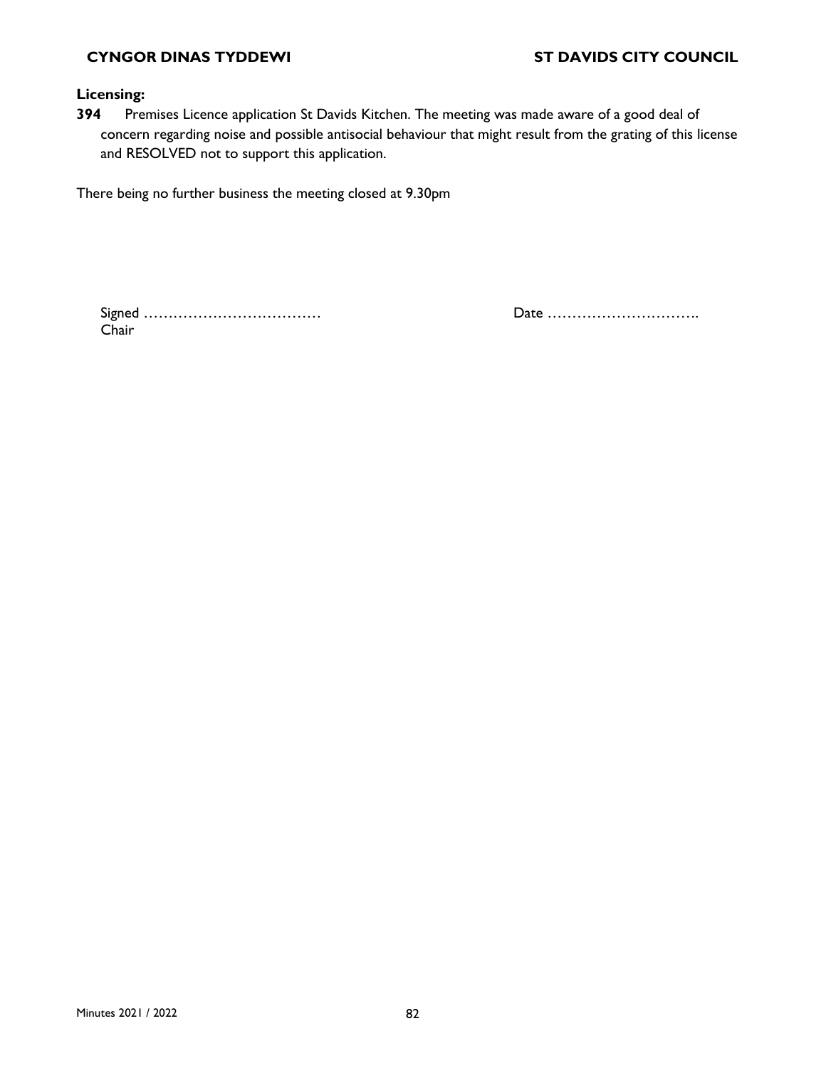**Licensing:**

**394** Premises Licence application St Davids Kitchen. The meeting was made aware of a good deal of concern regarding noise and possible antisocial behaviour that might result from the grating of this license and RESOLVED not to support this application.

There being no further business the meeting closed at 9.30pm

Signed ……………………………… Date ………………………….
Chair